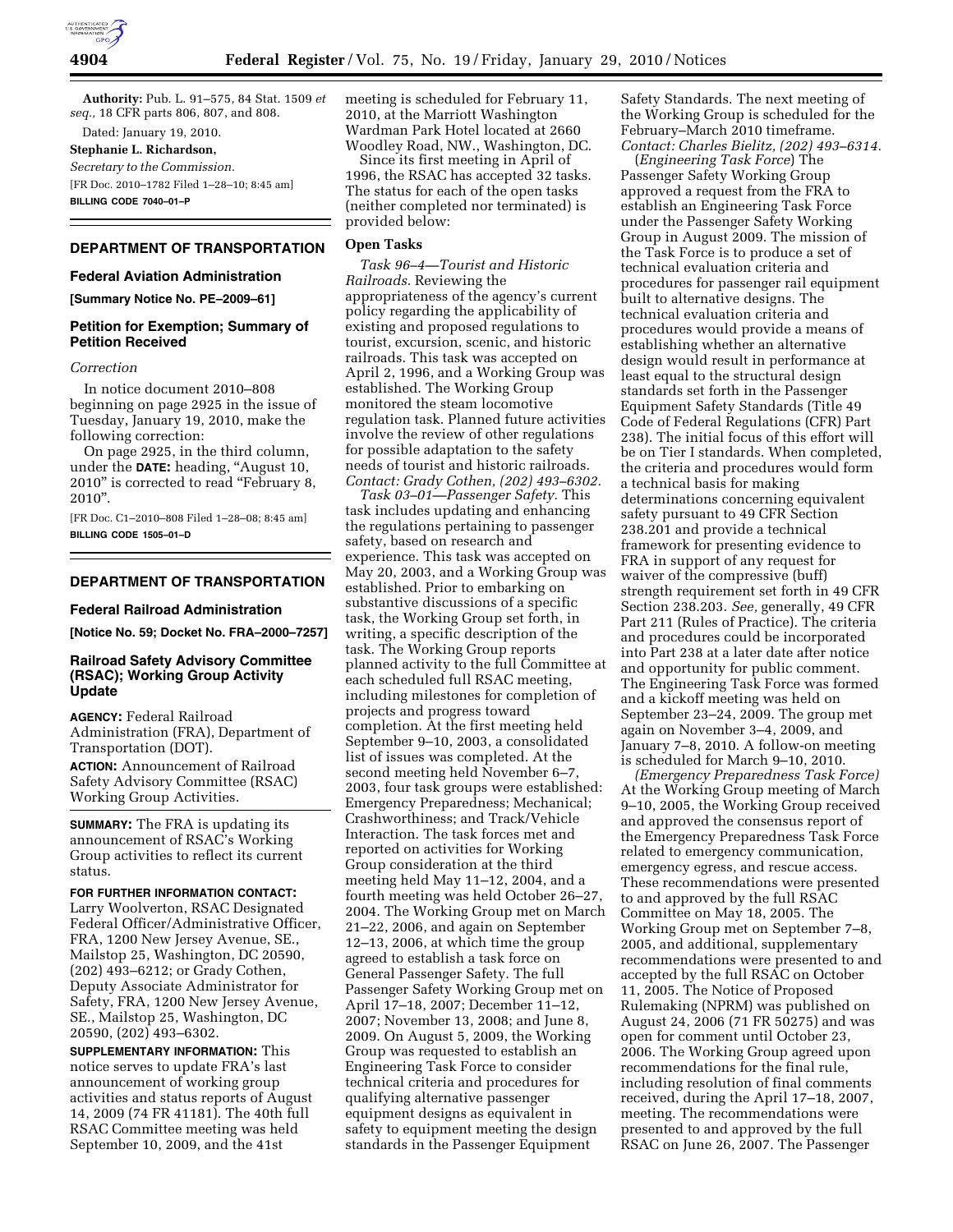**Authority:** Pub. L. 91–575, 84 Stat. 1509 *et seq.,* 18 CFR parts 806, 807, and 808.

Dated: January 19, 2010.

**Stephanie L. Richardson,**

*Secretary to the Commission.*

[FR Doc. 2010–1782 Filed 1–28–10; 8:45 am]

**BILLING CODE 7040–01–P**

## DEPARTMENT OF TRANSPORTATION

### Federal Aviation Administration

**[Summary Notice No. PE–2009–61]**

### Petition for Exemption; Summary of Petition Received

*Correction*

In notice document 2010–808 beginning on page 2925 in the issue of Tuesday, January 19, 2010, make the following correction:

On page 2925, in the third column, under the **DATE:** heading, "August 10, 2010" is corrected to read "February 8, 2010".

[FR Doc. C1–2010–808 Filed 1–28–08; 8:45 am]

**BILLING CODE 1505–01–D**

## DEPARTMENT OF TRANSPORTATION

### Federal Railroad Administration

**[Notice No. 59; Docket No. FRA–2000–7257]**

### Railroad Safety Advisory Committee (RSAC); Working Group Activity Update

**AGENCY:** Federal Railroad Administration (FRA), Department of Transportation (DOT).

**ACTION:** Announcement of Railroad Safety Advisory Committee (RSAC) Working Group Activities.

**SUMMARY:** The FRA is updating its announcement of RSAC's Working Group activities to reflect its current status.

**FOR FURTHER INFORMATION CONTACT:** Larry Woolverton, RSAC Designated Federal Officer/Administrative Officer, FRA, 1200 New Jersey Avenue, SE., Mailstop 25, Washington, DC 20590, (202) 493–6212; or Grady Cothen, Deputy Associate Administrator for Safety, FRA, 1200 New Jersey Avenue, SE., Mailstop 25, Washington, DC 20590, (202) 493–6302.

**SUPPLEMENTARY INFORMATION:** This notice serves to update FRA's last announcement of working group activities and status reports of August 14, 2009 (74 FR 41181). The 40th full RSAC Committee meeting was held September 10, 2009, and the 41st meeting is scheduled for February 11, 2010, at the Marriott Washington Wardman Park Hotel located at 2660 Woodley Road, NW., Washington, DC.

Since its first meeting in April of 1996, the RSAC has accepted 32 tasks. The status for each of the open tasks (neither completed nor terminated) is provided below:

#### Open Tasks

*Task 96–4—Tourist and Historic Railroads.* Reviewing the appropriateness of the agency's current policy regarding the applicability of existing and proposed regulations to tourist, excursion, scenic, and historic railroads. This task was accepted on April 2, 1996, and a Working Group was established. The Working Group monitored the steam locomotive regulation task. Planned future activities involve the review of other regulations for possible adaptation to the safety needs of tourist and historic railroads. *Contact: Grady Cothen, (202) 493–6302.*

*Task 03–01—Passenger Safety.* This task includes updating and enhancing the regulations pertaining to passenger safety, based on research and experience. This task was accepted on May 20, 2003, and a Working Group was established. Prior to embarking on substantive discussions of a specific task, the Working Group set forth, in writing, a specific description of the task. The Working Group reports planned activity to the full Committee at each scheduled full RSAC meeting, including milestones for completion of projects and progress toward completion. At the first meeting held September 9–10, 2003, a consolidated list of issues was completed. At the second meeting held November 6–7, 2003, four task groups were established: Emergency Preparedness; Mechanical; Crashworthiness; and Track/Vehicle Interaction. The task forces met and reported on activities for Working Group consideration at the third meeting held May 11–12, 2004, and a fourth meeting was held October 26–27, 2004. The Working Group met on March 21–22, 2006, and again on September 12–13, 2006, at which time the group agreed to establish a task force on General Passenger Safety. The full Passenger Safety Working Group met on April 17–18, 2007; December 11–12, 2007; November 13, 2008; and June 8, 2009. On August 5, 2009, the Working Group was requested to establish an Engineering Task Force to consider technical criteria and procedures for qualifying alternative passenger equipment designs as equivalent in safety to equipment meeting the design standards in the Passenger Equipment Safety Standards. The next meeting of the Working Group is scheduled for the February–March 2010 timeframe. *Contact: Charles Bielitz, (202) 493–6314.*

(*Engineering Task Force*) The Passenger Safety Working Group approved a request from the FRA to establish an Engineering Task Force under the Passenger Safety Working Group in August 2009. The mission of the Task Force is to produce a set of technical evaluation criteria and procedures for passenger rail equipment built to alternative designs. The technical evaluation criteria and procedures would provide a means of establishing whether an alternative design would result in performance at least equal to the structural design standards set forth in the Passenger Equipment Safety Standards (Title 49 Code of Federal Regulations (CFR) Part 238). The initial focus of this effort will be on Tier I standards. When completed, the criteria and procedures would form a technical basis for making determinations concerning equivalent safety pursuant to 49 CFR Section 238.201 and provide a technical framework for presenting evidence to FRA in support of any request for waiver of the compressive (buff) strength requirement set forth in 49 CFR Section 238.203. *See,* generally, 49 CFR Part 211 (Rules of Practice). The criteria and procedures could be incorporated into Part 238 at a later date after notice and opportunity for public comment. The Engineering Task Force was formed and a kickoff meeting was held on September 23–24, 2009. The group met again on November 3–4, 2009, and January 7–8, 2010. A follow-on meeting is scheduled for March 9–10, 2010.

*(Emergency Preparedness Task Force)* At the Working Group meeting of March 9–10, 2005, the Working Group received and approved the consensus report of the Emergency Preparedness Task Force related to emergency communication, emergency egress, and rescue access. These recommendations were presented to and approved by the full RSAC Committee on May 18, 2005. The Working Group met on September 7–8, 2005, and additional, supplementary recommendations were presented to and accepted by the full RSAC on October 11, 2005. The Notice of Proposed Rulemaking (NPRM) was published on August 24, 2006 (71 FR 50275) and was open for comment until October 23, 2006. The Working Group agreed upon recommendations for the final rule, including resolution of final comments received, during the April 17–18, 2007, meeting. The recommendations were presented to and approved by the full RSAC on June 26, 2007. The Passenger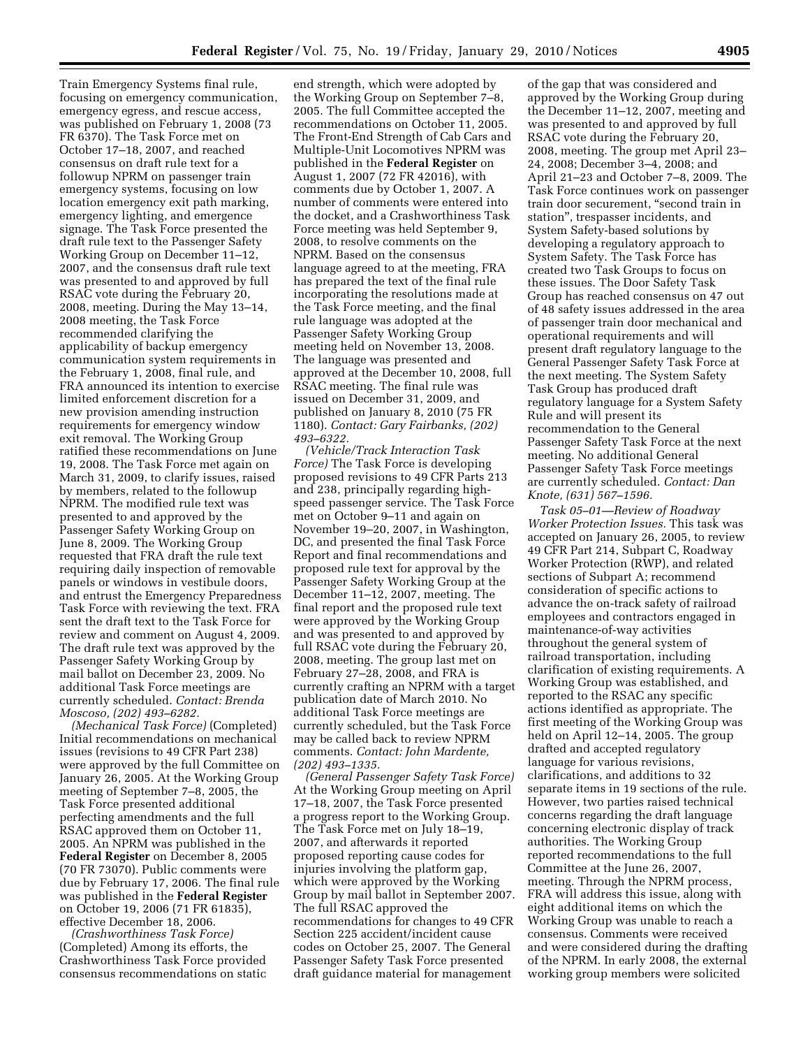Train Emergency Systems final rule, focusing on emergency communication, emergency egress, and rescue access, was published on February 1, 2008 (73 FR 6370). The Task Force met on October 17–18, 2007, and reached consensus on draft rule text for a followup NPRM on passenger train emergency systems, focusing on low location emergency exit path marking, emergency lighting, and emergence signage. The Task Force presented the draft rule text to the Passenger Safety Working Group on December 11–12, 2007, and the consensus draft rule text was presented to and approved by full RSAC vote during the February 20, 2008, meeting. During the May 13–14, 2008 meeting, the Task Force recommended clarifying the applicability of backup emergency communication system requirements in the February 1, 2008, final rule, and FRA announced its intention to exercise limited enforcement discretion for a new provision amending instruction requirements for emergency window exit removal. The Working Group ratified these recommendations on June 19, 2008. The Task Force met again on March 31, 2009, to clarify issues, raised by members, related to the followup NPRM. The modified rule text was presented to and approved by the Passenger Safety Working Group on June 8, 2009. The Working Group requested that FRA draft the rule text requiring daily inspection of removable panels or windows in vestibule doors, and entrust the Emergency Preparedness Task Force with reviewing the text. FRA sent the draft text to the Task Force for review and comment on August 4, 2009. The draft rule text was approved by the Passenger Safety Working Group by mail ballot on December 23, 2009. No additional Task Force meetings are currently scheduled. *Contact: Brenda Moscoso, (202) 493–6282.*

*(Mechanical Task Force)* (Completed) Initial recommendations on mechanical issues (revisions to 49 CFR Part 238) were approved by the full Committee on January 26, 2005. At the Working Group meeting of September 7–8, 2005, the Task Force presented additional perfecting amendments and the full RSAC approved them on October 11, 2005. An NPRM was published in the **Federal Register** on December 8, 2005 (70 FR 73070). Public comments were due by February 17, 2006. The final rule was published in the **Federal Register** on October 19, 2006 (71 FR 61835), effective December 18, 2006.

*(Crashworthiness Task Force)* (Completed) Among its efforts, the Crashworthiness Task Force provided consensus recommendations on static end strength, which were adopted by the Working Group on September 7–8, 2005. The full Committee accepted the recommendations on October 11, 2005. The Front-End Strength of Cab Cars and Multiple-Unit Locomotives NPRM was published in the **Federal Register** on August 1, 2007 (72 FR 42016), with comments due by October 1, 2007. A number of comments were entered into the docket, and a Crashworthiness Task Force meeting was held September 9, 2008, to resolve comments on the NPRM. Based on the consensus language agreed to at the meeting, FRA has prepared the text of the final rule incorporating the resolutions made at the Task Force meeting, and the final rule language was adopted at the Passenger Safety Working Group meeting held on November 13, 2008. The language was presented and approved at the December 10, 2008, full RSAC meeting. The final rule was issued on December 31, 2009, and published on January 8, 2010 (75 FR 1180). *Contact: Gary Fairbanks, (202) 493–6322.*

*(Vehicle/Track Interaction Task Force)* The Task Force is developing proposed revisions to 49 CFR Parts 213 and 238, principally regarding high-speed passenger service. The Task Force met on October 9–11 and again on November 19–20, 2007, in Washington, DC, and presented the final Task Force Report and final recommendations and proposed rule text for approval by the Passenger Safety Working Group at the December 11–12, 2007, meeting. The final report and the proposed rule text were approved by the Working Group and was presented to and approved by full RSAC vote during the February 20, 2008, meeting. The group last met on February 27–28, 2008, and FRA is currently crafting an NPRM with a target publication date of March 2010. No additional Task Force meetings are currently scheduled, but the Task Force may be called back to review NPRM comments. *Contact: John Mardente, (202) 493–1335.*

*(General Passenger Safety Task Force)* At the Working Group meeting on April 17–18, 2007, the Task Force presented a progress report to the Working Group. The Task Force met on July 18–19, 2007, and afterwards it reported proposed reporting cause codes for injuries involving the platform gap, which were approved by the Working Group by mail ballot in September 2007. The full RSAC approved the recommendations for changes to 49 CFR Section 225 accident/incident cause codes on October 25, 2007. The General Passenger Safety Task Force presented draft guidance material for management of the gap that was considered and approved by the Working Group during the December 11–12, 2007, meeting and was presented to and approved by full RSAC vote during the February 20, 2008, meeting. The group met April 23–24, 2008; December 3–4, 2008; and April 21–23 and October 7–8, 2009. The Task Force continues work on passenger train door securement, "second train in station", trespasser incidents, and System Safety-based solutions by developing a regulatory approach to System Safety. The Task Force has created two Task Groups to focus on these issues. The Door Safety Task Group has reached consensus on 47 out of 48 safety issues addressed in the area of passenger train door mechanical and operational requirements and will present draft regulatory language to the General Passenger Safety Task Force at the next meeting. The System Safety Task Group has produced draft regulatory language for a System Safety Rule and will present its recommendation to the General Passenger Safety Task Force at the next meeting. No additional General Passenger Safety Task Force meetings are currently scheduled. *Contact: Dan Knote, (631) 567–1596.*

*Task 05–01—Review of Roadway Worker Protection Issues.* This task was accepted on January 26, 2005, to review 49 CFR Part 214, Subpart C, Roadway Worker Protection (RWP), and related sections of Subpart A; recommend consideration of specific actions to advance the on-track safety of railroad employees and contractors engaged in maintenance-of-way activities throughout the general system of railroad transportation, including clarification of existing requirements. A Working Group was established, and reported to the RSAC any specific actions identified as appropriate. The first meeting of the Working Group was held on April 12–14, 2005. The group drafted and accepted regulatory language for various revisions, clarifications, and additions to 32 separate items in 19 sections of the rule. However, two parties raised technical concerns regarding the draft language concerning electronic display of track authorities. The Working Group reported recommendations to the full Committee at the June 26, 2007, meeting. Through the NPRM process, FRA will address this issue, along with eight additional items on which the Working Group was unable to reach a consensus. Comments were received and were considered during the drafting of the NPRM. In early 2008, the external working group members were solicited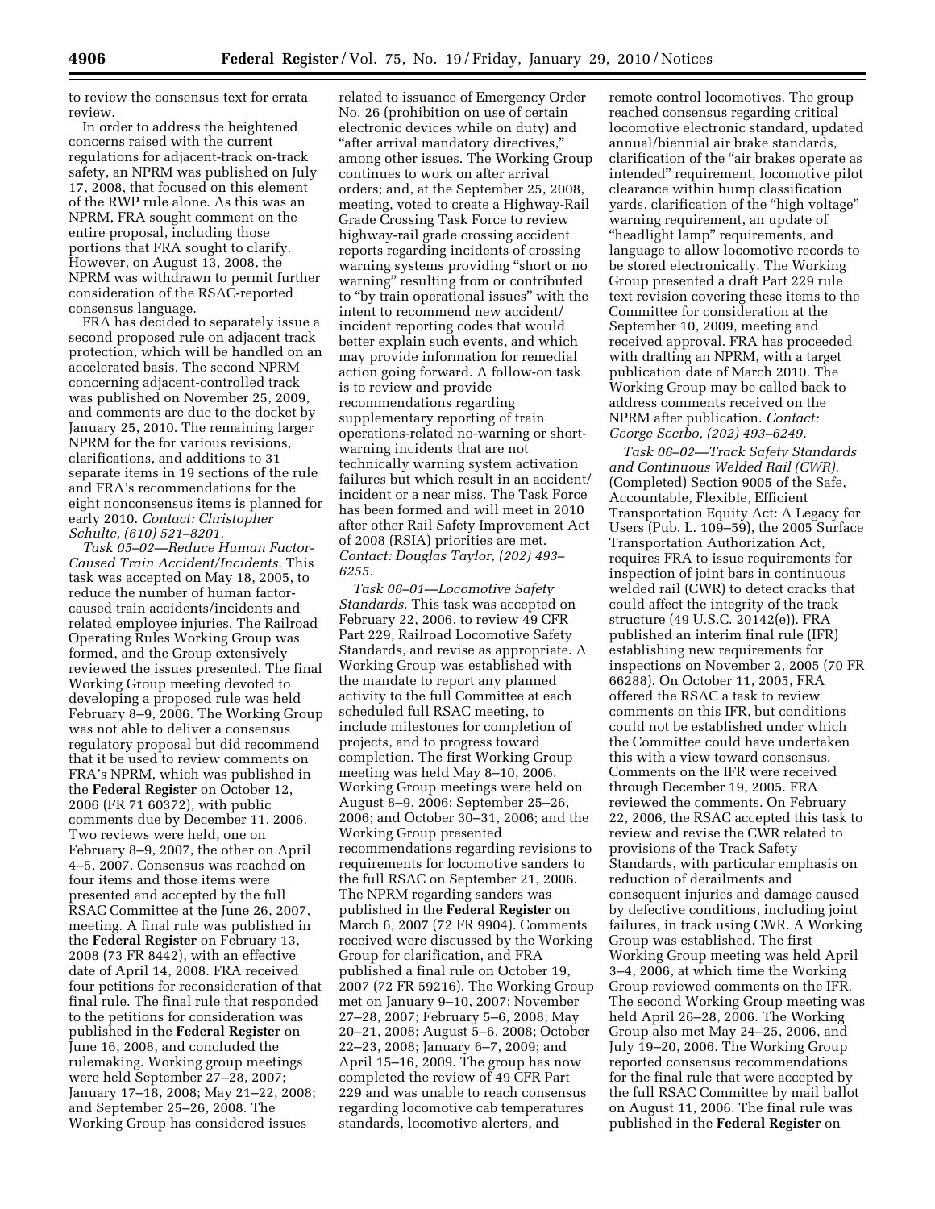to review the consensus text for errata review.

In order to address the heightened concerns raised with the current regulations for adjacent-track on-track safety, an NPRM was published on July 17, 2008, that focused on this element of the RWP rule alone. As this was an NPRM, FRA sought comment on the entire proposal, including those portions that FRA sought to clarify. However, on August 13, 2008, the NPRM was withdrawn to permit further consideration of the RSAC-reported consensus language.

FRA has decided to separately issue a second proposed rule on adjacent track protection, which will be handled on an accelerated basis. The second NPRM concerning adjacent-controlled track was published on November 25, 2009, and comments are due to the docket by January 25, 2010. The remaining larger NPRM for the for various revisions, clarifications, and additions to 31 separate items in 19 sections of the rule and FRA's recommendations for the eight nonconsensus items is planned for early 2010. *Contact: Christopher Schulte, (610) 521–8201.*

*Task 05–02—Reduce Human Factor-Caused Train Accident/Incidents.* This task was accepted on May 18, 2005, to reduce the number of human factor-caused train accidents/incidents and related employee injuries. The Railroad Operating Rules Working Group was formed, and the Group extensively reviewed the issues presented. The final Working Group meeting devoted to developing a proposed rule was held February 8–9, 2006. The Working Group was not able to deliver a consensus regulatory proposal but did recommend that it be used to review comments on FRA's NPRM, which was published in the **Federal Register** on October 12, 2006 (FR 71 60372), with public comments due by December 11, 2006. Two reviews were held, one on February 8–9, 2007, the other on April 4–5, 2007. Consensus was reached on four items and those items were presented and accepted by the full RSAC Committee at the June 26, 2007, meeting. A final rule was published in the **Federal Register** on February 13, 2008 (73 FR 8442), with an effective date of April 14, 2008. FRA received four petitions for reconsideration of that final rule. The final rule that responded to the petitions for consideration was published in the **Federal Register** on June 16, 2008, and concluded the rulemaking. Working group meetings were held September 27–28, 2007; January 17–18, 2008; May 21–22, 2008; and September 25–26, 2008. The Working Group has considered issues related to issuance of Emergency Order No. 26 (prohibition on use of certain electronic devices while on duty) and "after arrival mandatory directives," among other issues. The Working Group continues to work on after arrival orders; and, at the September 25, 2008, meeting, voted to create a Highway-Rail Grade Crossing Task Force to review highway-rail grade crossing accident reports regarding incidents of crossing warning systems providing "short or no warning" resulting from or contributed to "by train operational issues" with the intent to recommend new accident/incident reporting codes that would better explain such events, and which may provide information for remedial action going forward. A follow-on task is to review and provide recommendations regarding supplementary reporting of train operations-related no-warning or short-warning incidents that are not technically warning system activation failures but which result in an accident/incident or a near miss. The Task Force has been formed and will meet in 2010 after other Rail Safety Improvement Act of 2008 (RSIA) priorities are met. *Contact: Douglas Taylor, (202) 493–6255.*

*Task 06–01—Locomotive Safety Standards.* This task was accepted on February 22, 2006, to review 49 CFR Part 229, Railroad Locomotive Safety Standards, and revise as appropriate. A Working Group was established with the mandate to report any planned activity to the full Committee at each scheduled full RSAC meeting, to include milestones for completion of projects, and to progress toward completion. The first Working Group meeting was held May 8–10, 2006. Working Group meetings were held on August 8–9, 2006; September 25–26, 2006; and October 30–31, 2006; and the Working Group presented recommendations regarding revisions to requirements for locomotive sanders to the full RSAC on September 21, 2006. The NPRM regarding sanders was published in the **Federal Register** on March 6, 2007 (72 FR 9904). Comments received were discussed by the Working Group for clarification, and FRA published a final rule on October 19, 2007 (72 FR 59216). The Working Group met on January 9–10, 2007; November 27–28, 2007; February 5–6, 2008; May 20–21, 2008; August 5–6, 2008; October 22–23, 2008; January 6–7, 2009; and April 15–16, 2009. The group has now completed the review of 49 CFR Part 229 and was unable to reach consensus regarding locomotive cab temperatures standards, locomotive alerters, and remote control locomotives. The group reached consensus regarding critical locomotive electronic standard, updated annual/biennial air brake standards, clarification of the "air brakes operate as intended" requirement, locomotive pilot clearance within hump classification yards, clarification of the "high voltage" warning requirement, an update of "headlight lamp" requirements, and language to allow locomotive records to be stored electronically. The Working Group presented a draft Part 229 rule text revision covering these items to the Committee for consideration at the September 10, 2009, meeting and received approval. FRA has proceeded with drafting an NPRM, with a target publication date of March 2010. The Working Group may be called back to address comments received on the NPRM after publication. *Contact: George Scerbo, (202) 493–6249.*

*Task 06–02—Track Safety Standards and Continuous Welded Rail (CWR).* (Completed) Section 9005 of the Safe, Accountable, Flexible, Efficient Transportation Equity Act: A Legacy for Users (Pub. L. 109–59), the 2005 Surface Transportation Authorization Act, requires FRA to issue requirements for inspection of joint bars in continuous welded rail (CWR) to detect cracks that could affect the integrity of the track structure (49 U.S.C. 20142(e)). FRA published an interim final rule (IFR) establishing new requirements for inspections on November 2, 2005 (70 FR 66288). On October 11, 2005, FRA offered the RSAC a task to review comments on this IFR, but conditions could not be established under which the Committee could have undertaken this with a view toward consensus. Comments on the IFR were received through December 19, 2005. FRA reviewed the comments. On February 22, 2006, the RSAC accepted this task to review and revise the CWR related to provisions of the Track Safety Standards, with particular emphasis on reduction of derailments and consequent injuries and damage caused by defective conditions, including joint failures, in track using CWR. A Working Group was established. The first Working Group meeting was held April 3–4, 2006, at which time the Working Group reviewed comments on the IFR. The second Working Group meeting was held April 26–28, 2006. The Working Group also met May 24–25, 2006, and July 19–20, 2006. The Working Group reported consensus recommendations for the final rule that were accepted by the full RSAC Committee by mail ballot on August 11, 2006. The final rule was published in the **Federal Register** on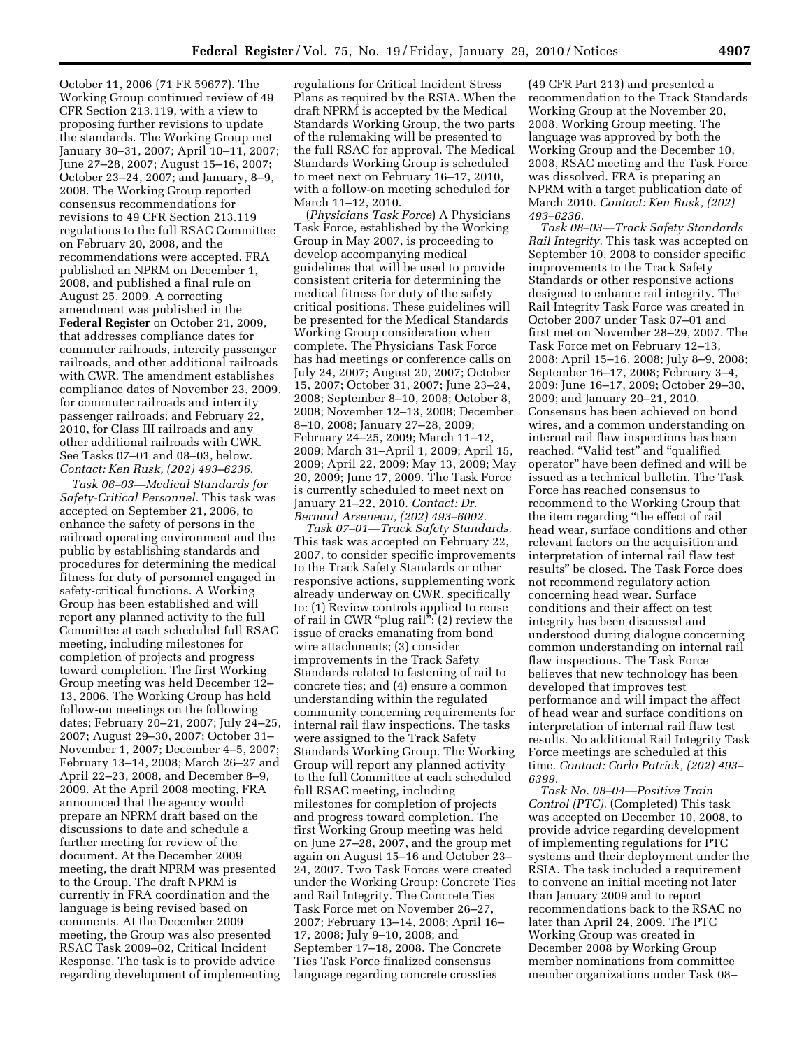October 11, 2006 (71 FR 59677). The Working Group continued review of 49 CFR Section 213.119, with a view to proposing further revisions to update the standards. The Working Group met January 30–31, 2007; April 10–11, 2007; June 27–28, 2007; August 15–16, 2007; October 23–24, 2007; and January, 8–9, 2008. The Working Group reported consensus recommendations for revisions to 49 CFR Section 213.119 regulations to the full RSAC Committee on February 20, 2008, and the recommendations were accepted. FRA published an NPRM on December 1, 2008, and published a final rule on August 25, 2009. A correcting amendment was published in the **Federal Register** on October 21, 2009, that addresses compliance dates for commuter railroads, intercity passenger railroads, and other additional railroads with CWR. The amendment establishes compliance dates of November 23, 2009, for commuter railroads and intercity passenger railroads; and February 22, 2010, for Class III railroads and any other additional railroads with CWR. See Tasks 07–01 and 08–03, below. *Contact: Ken Rusk, (202) 493–6236.*

*Task 06–03—Medical Standards for Safety-Critical Personnel.* This task was accepted on September 21, 2006, to enhance the safety of persons in the railroad operating environment and the public by establishing standards and procedures for determining the medical fitness for duty of personnel engaged in safety-critical functions. A Working Group has been established and will report any planned activity to the full Committee at each scheduled full RSAC meeting, including milestones for completion of projects and progress toward completion. The first Working Group meeting was held December 12–13, 2006. The Working Group has held follow-on meetings on the following dates; February 20–21, 2007; July 24–25, 2007; August 29–30, 2007; October 31–November 1, 2007; December 4–5, 2007; February 13–14, 2008; March 26–27 and April 22–23, 2008, and December 8–9, 2009. At the April 2008 meeting, FRA announced that the agency would prepare an NPRM draft based on the discussions to date and schedule a further meeting for review of the document. At the December 2009 meeting, the draft NPRM was presented to the Group. The draft NPRM is currently in FRA coordination and the language is being revised based on comments. At the December 2009 meeting, the Group was also presented RSAC Task 2009–02, Critical Incident Response. The task is to provide advice regarding development of implementing regulations for Critical Incident Stress Plans as required by the RSIA. When the draft NPRM is accepted by the Medical Standards Working Group, the two parts of the rulemaking will be presented to the full RSAC for approval. The Medical Standards Working Group is scheduled to meet next on February 16–17, 2010, with a follow-on meeting scheduled for March 11–12, 2010.

(*Physicians Task Force*) A Physicians Task Force, established by the Working Group in May 2007, is proceeding to develop accompanying medical guidelines that will be used to provide consistent criteria for determining the medical fitness for duty of the safety critical positions. These guidelines will be presented for the Medical Standards Working Group consideration when complete. The Physicians Task Force has had meetings or conference calls on July 24, 2007; August 20, 2007; October 15, 2007; October 31, 2007; June 23–24, 2008; September 8–10, 2008; October 8, 2008; November 12–13, 2008; December 8–10, 2008; January 27–28, 2009; February 24–25, 2009; March 11–12, 2009; March 31–April 1, 2009; April 15, 2009; April 22, 2009; May 13, 2009; May 20, 2009; June 17, 2009. The Task Force is currently scheduled to meet next on January 21–22, 2010. *Contact: Dr. Bernard Arseneau, (202) 493–6002.*

*Task 07–01—Track Safety Standards.* This task was accepted on February 22, 2007, to consider specific improvements to the Track Safety Standards or other responsive actions, supplementing work already underway on CWR, specifically to: (1) Review controls applied to reuse of rail in CWR "plug rail"; (2) review the issue of cracks emanating from bond wire attachments; (3) consider improvements in the Track Safety Standards related to fastening of rail to concrete ties; and (4) ensure a common understanding within the regulated community concerning requirements for internal rail flaw inspections. The tasks were assigned to the Track Safety Standards Working Group. The Working Group will report any planned activity to the full Committee at each scheduled full RSAC meeting, including milestones for completion of projects and progress toward completion. The first Working Group meeting was held on June 27–28, 2007, and the group met again on August 15–16 and October 23–24, 2007. Two Task Forces were created under the Working Group: Concrete Ties and Rail Integrity. The Concrete Ties Task Force met on November 26–27, 2007; February 13–14, 2008; April 16–17, 2008; July 9–10, 2008; and September 17–18, 2008. The Concrete Ties Task Force finalized consensus language regarding concrete crossties (49 CFR Part 213) and presented a recommendation to the Track Standards Working Group at the November 20, 2008, Working Group meeting. The language was approved by both the Working Group and the December 10, 2008, RSAC meeting and the Task Force was dissolved. FRA is preparing an NPRM with a target publication date of March 2010. *Contact: Ken Rusk, (202) 493–6236.*

*Task 08–03—Track Safety Standards Rail Integrity.* This task was accepted on September 10, 2008 to consider specific improvements to the Track Safety Standards or other responsive actions designed to enhance rail integrity. The Rail Integrity Task Force was created in October 2007 under Task 07–01 and first met on November 28–29, 2007. The Task Force met on February 12–13, 2008; April 15–16, 2008; July 8–9, 2008; September 16–17, 2008; February 3–4, 2009; June 16–17, 2009; October 29–30, 2009; and January 20–21, 2010. Consensus has been achieved on bond wires, and a common understanding on internal rail flaw inspections has been reached. "Valid test" and "qualified operator" have been defined and will be issued as a technical bulletin. The Task Force has reached consensus to recommend to the Working Group that the item regarding "the effect of rail head wear, surface conditions and other relevant factors on the acquisition and interpretation of internal rail flaw test results" be closed. The Task Force does not recommend regulatory action concerning head wear. Surface conditions and their affect on test integrity has been discussed and understood during dialogue concerning common understanding on internal rail flaw inspections. The Task Force believes that new technology has been developed that improves test performance and will impact the affect of head wear and surface conditions on interpretation of internal rail flaw test results. No additional Rail Integrity Task Force meetings are scheduled at this time. *Contact: Carlo Patrick, (202) 493–6399.*

*Task No. 08–04—Positive Train Control (PTC).* (Completed) This task was accepted on December 10, 2008, to provide advice regarding development of implementing regulations for PTC systems and their deployment under the RSIA. The task included a requirement to convene an initial meeting not later than January 2009 and to report recommendations back to the RSAC no later than April 24, 2009. The PTC Working Group was created in December 2008 by Working Group member nominations from committee member organizations under Task 08–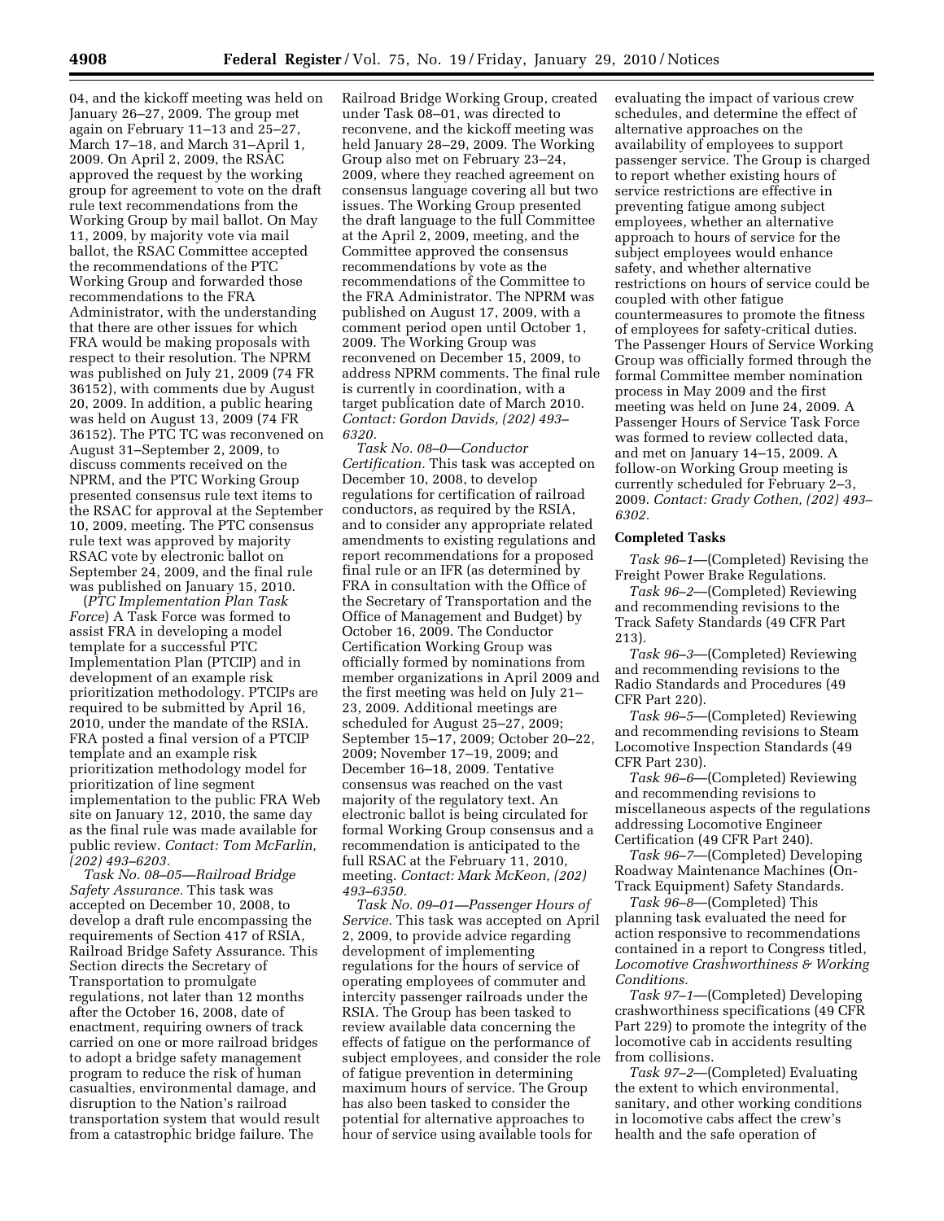04, and the kickoff meeting was held on January 26–27, 2009. The group met again on February 11–13 and 25–27, March 17–18, and March 31–April 1, 2009. On April 2, 2009, the RSAC approved the request by the working group for agreement to vote on the draft rule text recommendations from the Working Group by mail ballot. On May 11, 2009, by majority vote via mail ballot, the RSAC Committee accepted the recommendations of the PTC Working Group and forwarded those recommendations to the FRA Administrator, with the understanding that there are other issues for which FRA would be making proposals with respect to their resolution. The NPRM was published on July 21, 2009 (74 FR 36152), with comments due by August 20, 2009. In addition, a public hearing was held on August 13, 2009 (74 FR 36152). The PTC TC was reconvened on August 31–September 2, 2009, to discuss comments received on the NPRM, and the PTC Working Group presented consensus rule text items to the RSAC for approval at the September 10, 2009, meeting. The PTC consensus rule text was approved by majority RSAC vote by electronic ballot on September 24, 2009, and the final rule was published on January 15, 2010.

(*PTC Implementation Plan Task Force*) A Task Force was formed to assist FRA in developing a model template for a successful PTC Implementation Plan (PTCIP) and in development of an example risk prioritization methodology. PTCIPs are required to be submitted by April 16, 2010, under the mandate of the RSIA. FRA posted a final version of a PTCIP template and an example risk prioritization methodology model for prioritization of line segment implementation to the public FRA Web site on January 12, 2010, the same day as the final rule was made available for public review. *Contact: Tom McFarlin, (202) 493–6203.*

*Task No. 08–05—Railroad Bridge Safety Assurance.* This task was accepted on December 10, 2008, to develop a draft rule encompassing the requirements of Section 417 of RSIA, Railroad Bridge Safety Assurance. This Section directs the Secretary of Transportation to promulgate regulations, not later than 12 months after the October 16, 2008, date of enactment, requiring owners of track carried on one or more railroad bridges to adopt a bridge safety management program to reduce the risk of human casualties, environmental damage, and disruption to the Nation's railroad transportation system that would result from a catastrophic bridge failure. The Railroad Bridge Working Group, created under Task 08–01, was directed to reconvene, and the kickoff meeting was held January 28–29, 2009. The Working Group also met on February 23–24, 2009, where they reached agreement on consensus language covering all but two issues. The Working Group presented the draft language to the full Committee at the April 2, 2009, meeting, and the Committee approved the consensus recommendations by vote as the recommendations of the Committee to the FRA Administrator. The NPRM was published on August 17, 2009, with a comment period open until October 1, 2009. The Working Group was reconvened on December 15, 2009, to address NPRM comments. The final rule is currently in coordination, with a target publication date of March 2010. *Contact: Gordon Davids, (202) 493–6320.*

*Task No. 08–0—Conductor Certification.* This task was accepted on December 10, 2008, to develop regulations for certification of railroad conductors, as required by the RSIA, and to consider any appropriate related amendments to existing regulations and report recommendations for a proposed final rule or an IFR (as determined by FRA in consultation with the Office of the Secretary of Transportation and the Office of Management and Budget) by October 16, 2009. The Conductor Certification Working Group was officially formed by nominations from member organizations in April 2009 and the first meeting was held on July 21–23, 2009. Additional meetings are scheduled for August 25–27, 2009; September 15–17, 2009; October 20–22, 2009; November 17–19, 2009; and December 16–18, 2009. Tentative consensus was reached on the vast majority of the regulatory text. An electronic ballot is being circulated for formal Working Group consensus and a recommendation is anticipated to the full RSAC at the February 11, 2010, meeting. *Contact: Mark McKeon, (202) 493–6350.*

*Task No. 09–01—Passenger Hours of Service.* This task was accepted on April 2, 2009, to provide advice regarding development of implementing regulations for the hours of service of operating employees of commuter and intercity passenger railroads under the RSIA. The Group has been tasked to review available data concerning the effects of fatigue on the performance of subject employees, and consider the role of fatigue prevention in determining maximum hours of service. The Group has also been tasked to consider the potential for alternative approaches to hour of service using available tools for evaluating the impact of various crew schedules, and determine the effect of alternative approaches on the availability of employees to support passenger service. The Group is charged to report whether existing hours of service restrictions are effective in preventing fatigue among subject employees, whether an alternative approach to hours of service for the subject employees would enhance safety, and whether alternative restrictions on hours of service could be coupled with other fatigue countermeasures to promote the fitness of employees for safety-critical duties. The Passenger Hours of Service Working Group was officially formed through the formal Committee member nomination process in May 2009 and the first meeting was held on June 24, 2009. A Passenger Hours of Service Task Force was formed to review collected data, and met on January 14–15, 2009. A follow-on Working Group meeting is currently scheduled for February 2–3, 2009. *Contact: Grady Cothen, (202) 493–6302.*

**Completed Tasks**

*Task 96–1*—(Completed) Revising the Freight Power Brake Regulations.

*Task 96–2*—(Completed) Reviewing and recommending revisions to the Track Safety Standards (49 CFR Part 213).

*Task 96–3*—(Completed) Reviewing and recommending revisions to the Radio Standards and Procedures (49 CFR Part 220).

*Task 96–5*—(Completed) Reviewing and recommending revisions to Steam Locomotive Inspection Standards (49 CFR Part 230).

*Task 96–6*—(Completed) Reviewing and recommending revisions to miscellaneous aspects of the regulations addressing Locomotive Engineer Certification (49 CFR Part 240).

*Task 96–7*—(Completed) Developing Roadway Maintenance Machines (On-Track Equipment) Safety Standards.

*Task 96–8*—(Completed) This planning task evaluated the need for action responsive to recommendations contained in a report to Congress titled, *Locomotive Crashworthiness & Working Conditions.*

*Task 97–1*—(Completed) Developing crashworthiness specifications (49 CFR Part 229) to promote the integrity of the locomotive cab in accidents resulting from collisions.

*Task 97–2*—(Completed) Evaluating the extent to which environmental, sanitary, and other working conditions in locomotive cabs affect the crew's health and the safe operation of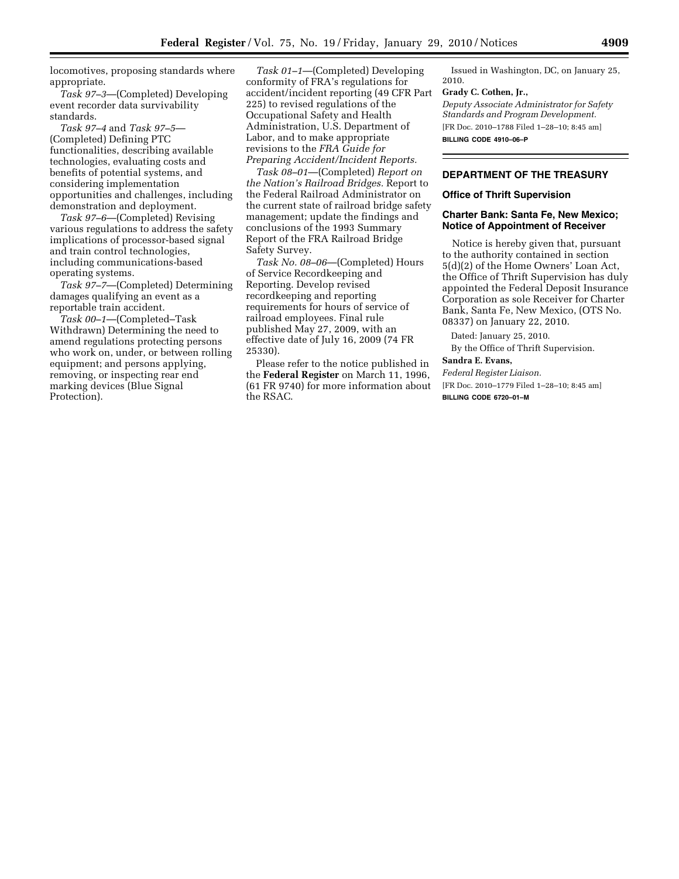locomotives, proposing standards where appropriate.

*Task 97–3*—(Completed) Developing event recorder data survivability standards.

*Task 97–4* and *Task 97–5*—(Completed) Defining PTC functionalities, describing available technologies, evaluating costs and benefits of potential systems, and considering implementation opportunities and challenges, including demonstration and deployment.

*Task 97–6*—(Completed) Revising various regulations to address the safety implications of processor-based signal and train control technologies, including communications-based operating systems.

*Task 97–7*—(Completed) Determining damages qualifying an event as a reportable train accident.

*Task 00–1*—(Completed–Task Withdrawn) Determining the need to amend regulations protecting persons who work on, under, or between rolling equipment; and persons applying, removing, or inspecting rear end marking devices (Blue Signal Protection).

*Task 01–1*—(Completed) Developing conformity of FRA's regulations for accident/incident reporting (49 CFR Part 225) to revised regulations of the Occupational Safety and Health Administration, U.S. Department of Labor, and to make appropriate revisions to the *FRA Guide for Preparing Accident/Incident Reports.*

*Task 08–01*—(Completed) *Report on the Nation's Railroad Bridges.* Report to the Federal Railroad Administrator on the current state of railroad bridge safety management; update the findings and conclusions of the 1993 Summary Report of the FRA Railroad Bridge Safety Survey.

*Task No. 08–06*—(Completed) Hours of Service Recordkeeping and Reporting. Develop revised recordkeeping and reporting requirements for hours of service of railroad employees. Final rule published May 27, 2009, with an effective date of July 16, 2009 (74 FR 25330).

Please refer to the notice published in the **Federal Register** on March 11, 1996, (61 FR 9740) for more information about the RSAC.

Issued in Washington, DC, on January 25, 2010.

**Grady C. Cothen, Jr.,**

*Deputy Associate Administrator for Safety Standards and Program Development.*

[FR Doc. 2010–1788 Filed 1–28–10; 8:45 am]

**BILLING CODE 4910–06–P**

## DEPARTMENT OF THE TREASURY

### Office of Thrift Supervision

### Charter Bank: Santa Fe, New Mexico; Notice of Appointment of Receiver

Notice is hereby given that, pursuant to the authority contained in section 5(d)(2) of the Home Owners' Loan Act, the Office of Thrift Supervision has duly appointed the Federal Deposit Insurance Corporation as sole Receiver for Charter Bank, Santa Fe, New Mexico, (OTS No. 08337) on January 22, 2010.

Dated: January 25, 2010.

By the Office of Thrift Supervision.

**Sandra E. Evans,**

*Federal Register Liaison.*

[FR Doc. 2010–1779 Filed 1–28–10; 8:45 am]

**BILLING CODE 6720–01–M**